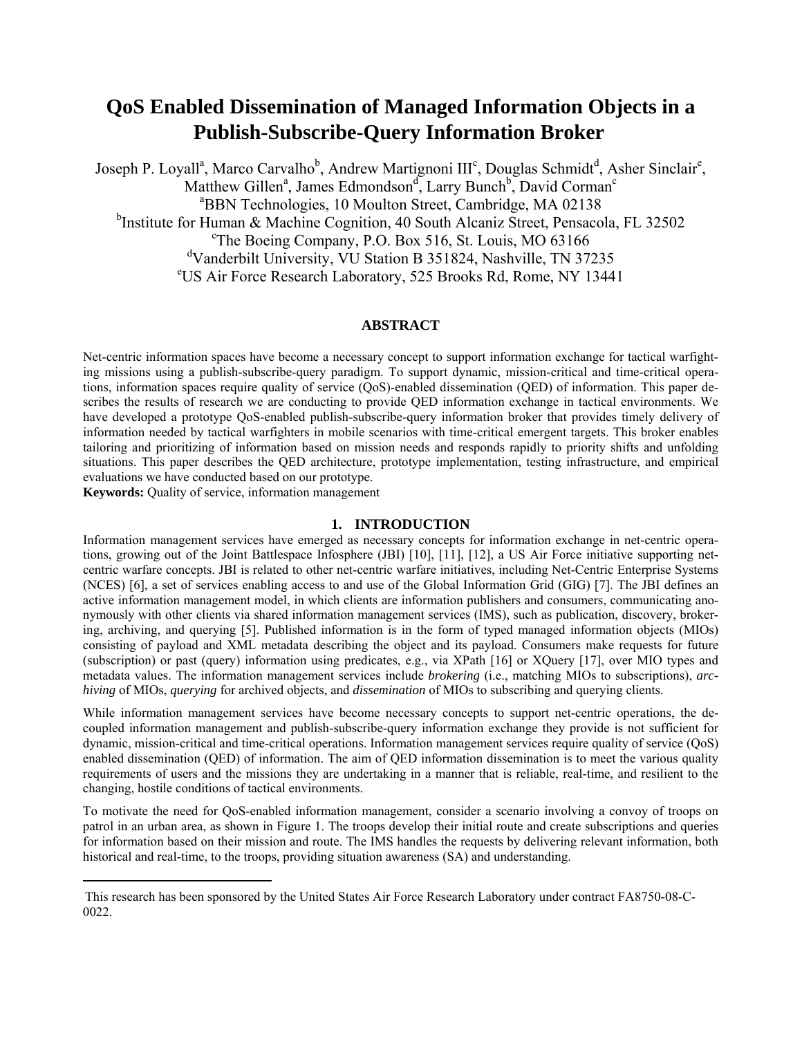# QoS Enabled Dissemination of Managed Information Objects in a Publish-Subscribe-Query Information Broker

Joseph P. Loyall[a], Marco Carvalho[b], Andrew Martignoni III[c], Douglas Schmidt[d], Asher Sinclair[e], Matthew Gillen[a], James Edmondson[d], Larry Bunch[b], David Corman[c]

[a]BBN Technologies, 10 Moulton Street, Cambridge, MA 02138

[b]Institute for Human & Machine Cognition, 40 South Alcaniz Street, Pensacola, FL 32502

[c]The Boeing Company, P.O. Box 516, St. Louis, MO 63166

[d]Vanderbilt University, VU Station B 351824, Nashville, TN 37235

[e]US Air Force Research Laboratory, 525 Brooks Rd, Rome, NY 13441

## ABSTRACT

Net-centric information spaces have become a necessary concept to support information exchange for tactical warfighting missions using a publish-subscribe-query paradigm. To support dynamic, mission-critical and time-critical operations, information spaces require quality of service (QoS)-enabled dissemination (QED) of information. This paper describes the results of research we are conducting to provide QED information exchange in tactical environments. We have developed a prototype QoS-enabled publish-subscribe-query information broker that provides timely delivery of information needed by tactical warfighters in mobile scenarios with time-critical emergent targets. This broker enables tailoring and prioritizing of information based on mission needs and responds rapidly to priority shifts and unfolding situations. This paper describes the QED architecture, prototype implementation, testing infrastructure, and empirical evaluations we have conducted based on our prototype.

**Keywords:** Quality of service, information management

## 1. INTRODUCTION

Information management services have emerged as necessary concepts for information exchange in net-centric operations, growing out of the Joint Battlespace Infosphere (JBI) [10], [11], [12], a US Air Force initiative supporting net-centric warfare concepts. JBI is related to other net-centric warfare initiatives, including Net-Centric Enterprise Systems (NCES) [6], a set of services enabling access to and use of the Global Information Grid (GIG) [7]. The JBI defines an active information management model, in which clients are information publishers and consumers, communicating anonymously with other clients via shared information management services (IMS), such as publication, discovery, brokering, archiving, and querying [5]. Published information is in the form of typed managed information objects (MIOs) consisting of payload and XML metadata describing the object and its payload. Consumers make requests for future (subscription) or past (query) information using predicates, e.g., via XPath [16] or XQuery [17], over MIO types and metadata values. The information management services include *brokering* (i.e., matching MIOs to subscriptions), *archiving* of MIOs, *querying* for archived objects, and *dissemination* of MIOs to subscribing and querying clients.

While information management services have become necessary concepts to support net-centric operations, the decoupled information management and publish-subscribe-query information exchange they provide is not sufficient for dynamic, mission-critical and time-critical operations. Information management services require quality of service (QoS) enabled dissemination (QED) of information. The aim of QED information dissemination is to meet the various quality requirements of users and the missions they are undertaking in a manner that is reliable, real-time, and resilient to the changing, hostile conditions of tactical environments.

To motivate the need for QoS-enabled information management, consider a scenario involving a convoy of troops on patrol in an urban area, as shown in Figure 1. The troops develop their initial route and create subscriptions and queries for information based on their mission and route. The IMS handles the requests by delivering relevant information, both historical and real-time, to the troops, providing situation awareness (SA) and understanding.

This research has been sponsored by the United States Air Force Research Laboratory under contract FA8750-08-C-0022.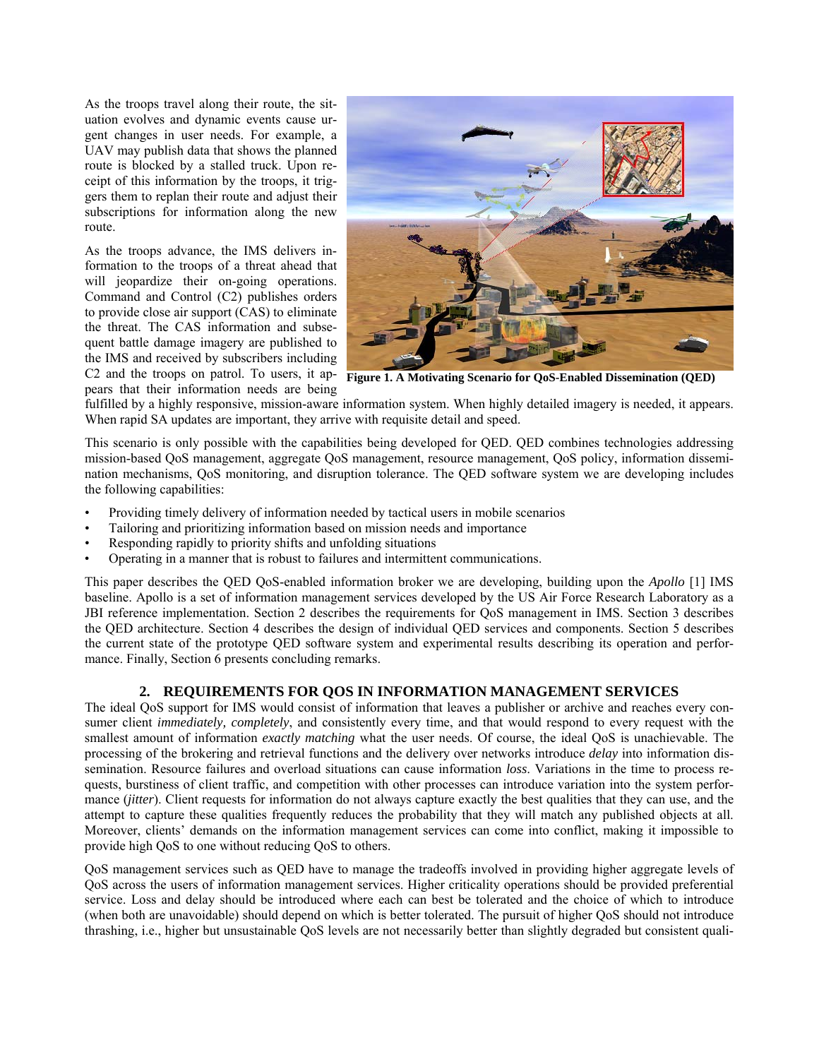As the troops travel along their route, the situation evolves and dynamic events cause urgent changes in user needs. For example, a UAV may publish data that shows the planned route is blocked by a stalled truck. Upon receipt of this information by the troops, it triggers them to replan their route and adjust their subscriptions for information along the new route.

As the troops advance, the IMS delivers information to the troops of a threat ahead that will jeopardize their on-going operations. Command and Control (C2) publishes orders to provide close air support (CAS) to eliminate the threat. The CAS information and subsequent battle damage imagery are published to the IMS and received by subscribers including C2 and the troops on patrol. To users, it appears that their information needs are being fulfilled by a highly responsive, mission-aware information system. When highly detailed imagery is needed, it appears. When rapid SA updates are important, they arrive with requisite detail and speed.

**Figure 1. A Motivating Scenario for QoS-Enabled Dissemination (QED)**

This scenario is only possible with the capabilities being developed for QED. QED combines technologies addressing mission-based QoS management, aggregate QoS management, resource management, QoS policy, information dissemination mechanisms, QoS monitoring, and disruption tolerance. The QED software system we are developing includes the following capabilities:

- Providing timely delivery of information needed by tactical users in mobile scenarios
- Tailoring and prioritizing information based on mission needs and importance
- Responding rapidly to priority shifts and unfolding situations
- Operating in a manner that is robust to failures and intermittent communications.

This paper describes the QED QoS-enabled information broker we are developing, building upon the *Apollo* [1] IMS baseline. Apollo is a set of information management services developed by the US Air Force Research Laboratory as a JBI reference implementation. Section 2 describes the requirements for QoS management in IMS. Section 3 describes the QED architecture. Section 4 describes the design of individual QED services and components. Section 5 describes the current state of the prototype QED software system and experimental results describing its operation and performance. Finally, Section 6 presents concluding remarks.

## 2. REQUIREMENTS FOR QOS IN INFORMATION MANAGEMENT SERVICES

The ideal QoS support for IMS would consist of information that leaves a publisher or archive and reaches every consumer client *immediately, completely*, and consistently every time, and that would respond to every request with the smallest amount of information *exactly matching* what the user needs. Of course, the ideal QoS is unachievable. The processing of the brokering and retrieval functions and the delivery over networks introduce *delay* into information dissemination. Resource failures and overload situations can cause information *loss*. Variations in the time to process requests, burstiness of client traffic, and competition with other processes can introduce variation into the system performance (*jitter*). Client requests for information do not always capture exactly the best qualities that they can use, and the attempt to capture these qualities frequently reduces the probability that they will match any published objects at all. Moreover, clients' demands on the information management services can come into conflict, making it impossible to provide high QoS to one without reducing QoS to others.

QoS management services such as QED have to manage the tradeoffs involved in providing higher aggregate levels of QoS across the users of information management services. Higher criticality operations should be provided preferential service. Loss and delay should be introduced where each can best be tolerated and the choice of which to introduce (when both are unavoidable) should depend on which is better tolerated. The pursuit of higher QoS should not introduce thrashing, i.e., higher but unsustainable QoS levels are not necessarily better than slightly degraded but consistent quali-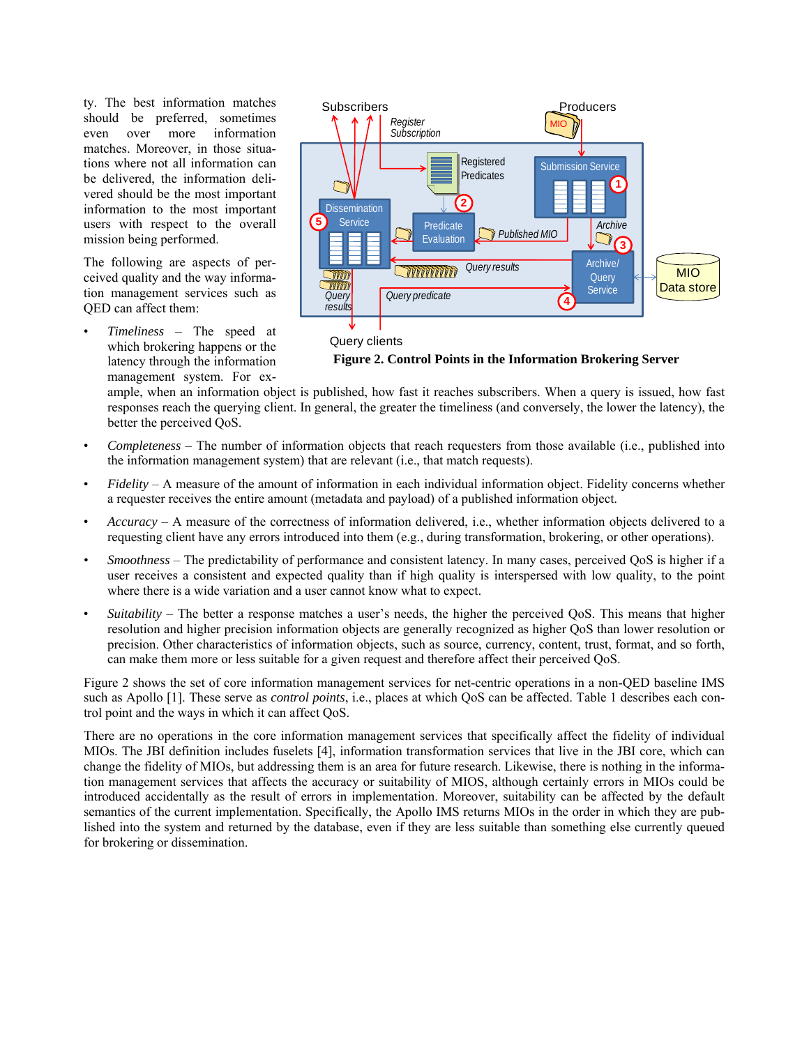ty. The best information matches should be preferred, sometimes even over more information matches. Moreover, in those situations where not all information can be delivered, the information delivered should be the most important information to the most important users with respect to the overall mission being performed.

The following are aspects of perceived quality and the way information management services such as QED can affect them:

Subscribers
Register Subscription
Producers
MIO
Registered Predicates
Submission Service
1
2
Dissemination Service
5
Predicate Evaluation
Published MIO
Archive
3
Query results
Archive/ Query Service
MIO Data store
Query results
Query predicate
4
Query clients

**Figure 2. Control Points in the Information Brokering Server**

- *Timeliness* – The speed at which brokering happens or the latency through the information management system. For example, when an information object is published, how fast it reaches subscribers. When a query is issued, how fast responses reach the querying client. In general, the greater the timeliness (and conversely, the lower the latency), the better the perceived QoS.
- *Completeness* – The number of information objects that reach requesters from those available (i.e., published into the information management system) that are relevant (i.e., that match requests).
- *Fidelity* – A measure of the amount of information in each individual information object. Fidelity concerns whether a requester receives the entire amount (metadata and payload) of a published information object.
- *Accuracy* – A measure of the correctness of information delivered, i.e., whether information objects delivered to a requesting client have any errors introduced into them (e.g., during transformation, brokering, or other operations).
- *Smoothness* – The predictability of performance and consistent latency. In many cases, perceived QoS is higher if a user receives a consistent and expected quality than if high quality is interspersed with low quality, to the point where there is a wide variation and a user cannot know what to expect.
- *Suitability* – The better a response matches a user's needs, the higher the perceived QoS. This means that higher resolution and higher precision information objects are generally recognized as higher QoS than lower resolution or precision. Other characteristics of information objects, such as source, currency, content, trust, format, and so forth, can make them more or less suitable for a given request and therefore affect their perceived QoS.

Figure 2 shows the set of core information management services for net-centric operations in a non-QED baseline IMS such as Apollo [1]. These serve as *control points*, i.e., places at which QoS can be affected. Table 1 describes each control point and the ways in which it can affect QoS.

There are no operations in the core information management services that specifically affect the fidelity of individual MIOs. The JBI definition includes fuselets [4], information transformation services that live in the JBI core, which can change the fidelity of MIOs, but addressing them is an area for future research. Likewise, there is nothing in the information management services that affects the accuracy or suitability of MIOS, although certainly errors in MIOs could be introduced accidentally as the result of errors in implementation. Moreover, suitability can be affected by the default semantics of the current implementation. Specifically, the Apollo IMS returns MIOs in the order in which they are published into the system and returned by the database, even if they are less suitable than something else currently queued for brokering or dissemination.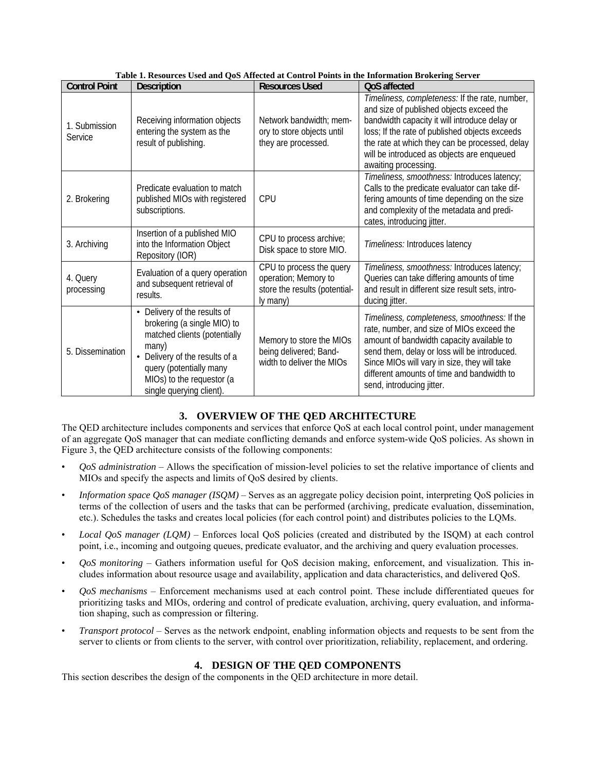**Table 1. Resources Used and QoS Affected at Control Points in the Information Brokering Server**

| Control Point | Description | Resources Used | QoS affected |
|---|---|---|---|
| 1. Submission Service | Receiving information objects entering the system as the result of publishing. | Network bandwidth; memory to store objects until they are processed. | *Timeliness, completeness:* If the rate, number, and size of published objects exceed the bandwidth capacity it will introduce delay or loss; If the rate of published objects exceeds the rate at which they can be processed, delay will be introduced as objects are enqueued awaiting processing. |
| 2. Brokering | Predicate evaluation to match published MIOs with registered subscriptions. | CPU | *Timeliness, smoothness:* Introduces latency; Calls to the predicate evaluator can take differing amounts of time depending on the size and complexity of the metadata and predicates, introducing jitter. |
| 3. Archiving | Insertion of a published MIO into the Information Object Repository (IOR) | CPU to process archive; Disk space to store MIO. | *Timeliness:* Introduces latency |
| 4. Query processing | Evaluation of a query operation and subsequent retrieval of results. | CPU to process the query operation; Memory to store the results (potentially many) | *Timeliness, smoothness:* Introduces latency; Queries can take differing amounts of time and result in different size result sets, introducing jitter. |
| 5. Dissemination | • Delivery of the results of brokering (a single MIO) to matched clients (potentially many) • Delivery of the results of a query (potentially many MIOs) to the requestor (a single querying client). | Memory to store the MIOs being delivered; Bandwidth to deliver the MIOs | *Timeliness, completeness, smoothness:* If the rate, number, and size of MIOs exceed the amount of bandwidth capacity available to send them, delay or loss will be introduced. Since MIOs will vary in size, they will take different amounts of time and bandwidth to send, introducing jitter. |

## 3. OVERVIEW OF THE QED ARCHITECTURE

The QED architecture includes components and services that enforce QoS at each local control point, under management of an aggregate QoS manager that can mediate conflicting demands and enforce system-wide QoS policies. As shown in Figure 3, the QED architecture consists of the following components:

- *QoS administration* – Allows the specification of mission-level policies to set the relative importance of clients and MIOs and specify the aspects and limits of QoS desired by clients.
- *Information space QoS manager (ISQM)* – Serves as an aggregate policy decision point, interpreting QoS policies in terms of the collection of users and the tasks that can be performed (archiving, predicate evaluation, dissemination, etc.). Schedules the tasks and creates local policies (for each control point) and distributes policies to the LQMs.
- *Local QoS manager (LQM)* – Enforces local QoS policies (created and distributed by the ISQM) at each control point, i.e., incoming and outgoing queues, predicate evaluator, and the archiving and query evaluation processes.
- *QoS monitoring* – Gathers information useful for QoS decision making, enforcement, and visualization. This includes information about resource usage and availability, application and data characteristics, and delivered QoS.
- *QoS mechanisms* – Enforcement mechanisms used at each control point. These include differentiated queues for prioritizing tasks and MIOs, ordering and control of predicate evaluation, archiving, query evaluation, and information shaping, such as compression or filtering.
- *Transport protocol* – Serves as the network endpoint, enabling information objects and requests to be sent from the server to clients or from clients to the server, with control over prioritization, reliability, replacement, and ordering.

## 4. DESIGN OF THE QED COMPONENTS

This section describes the design of the components in the QED architecture in more detail.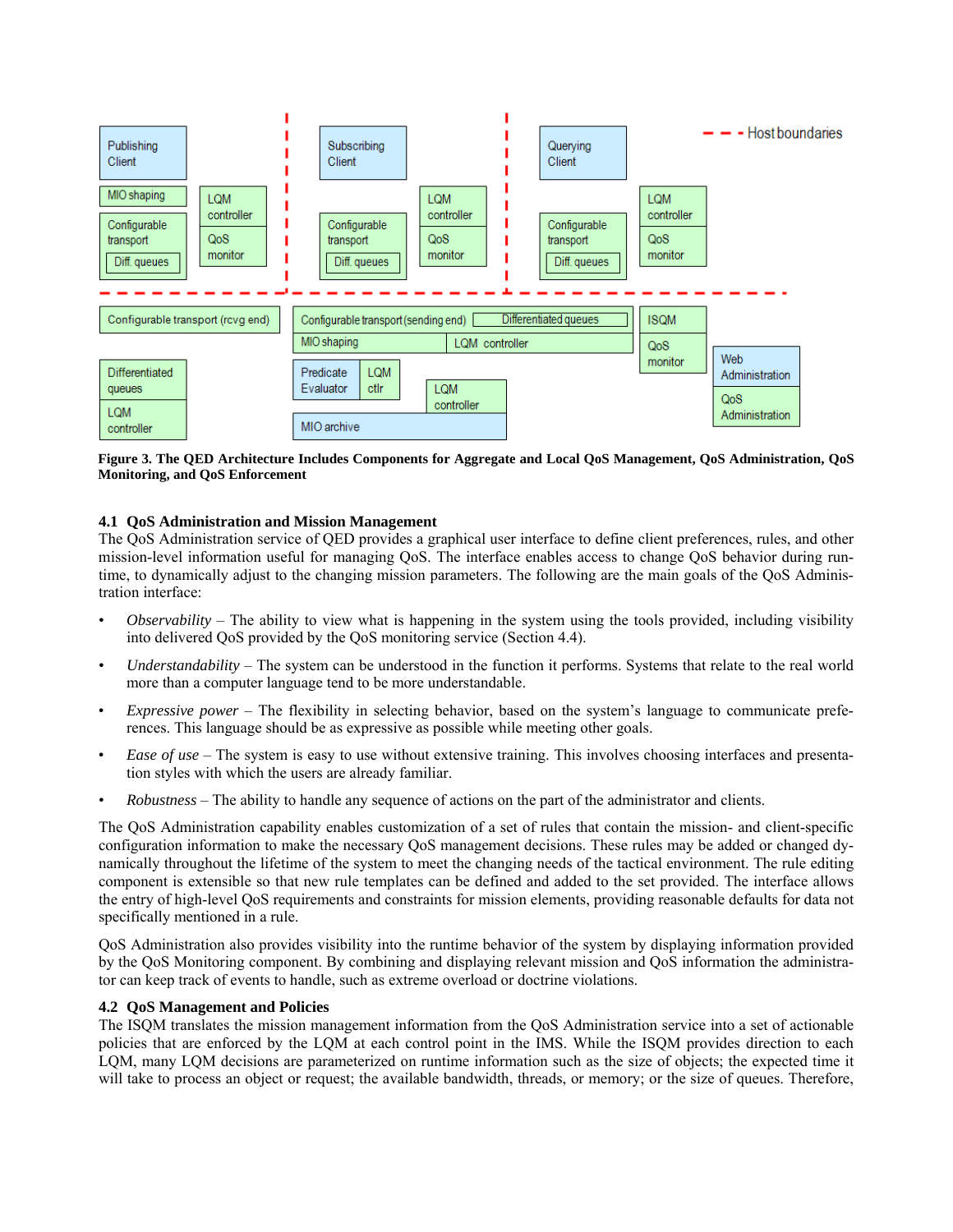Publishing Client
MIO shaping
Configurable transport
Diff. queues
LQM controller
QoS monitor

Subscribing Client
Configurable transport
Diff. queues
LQM controller
QoS monitor

Querying Client
Configurable transport
Diff. queues
LQM controller
QoS monitor

Host boundaries

Configurable transport (rcvg end)
Differentiated queues
LQM controller

Configurable transport (sending end)
Differentiated queues
MIO shaping
LQM controller
Predicate Evaluator
LQM ctlr
LQM controller
MIO archive

ISQM
QoS monitor
Web Administration
QoS Administration

**Figure 3. The QED Architecture Includes Components for Aggregate and Local QoS Management, QoS Administration, QoS Monitoring, and QoS Enforcement**

### 4.1 QoS Administration and Mission Management

The QoS Administration service of QED provides a graphical user interface to define client preferences, rules, and other mission-level information useful for managing QoS. The interface enables access to change QoS behavior during run-time, to dynamically adjust to the changing mission parameters. The following are the main goals of the QoS Administration interface:

- *Observability* – The ability to view what is happening in the system using the tools provided, including visibility into delivered QoS provided by the QoS monitoring service (Section 4.4).
- *Understandability* – The system can be understood in the function it performs. Systems that relate to the real world more than a computer language tend to be more understandable.
- *Expressive power* – The flexibility in selecting behavior, based on the system's language to communicate preferences. This language should be as expressive as possible while meeting other goals.
- *Ease of use* – The system is easy to use without extensive training. This involves choosing interfaces and presentation styles with which the users are already familiar.
- *Robustness* – The ability to handle any sequence of actions on the part of the administrator and clients.

The QoS Administration capability enables customization of a set of rules that contain the mission- and client-specific configuration information to make the necessary QoS management decisions. These rules may be added or changed dynamically throughout the lifetime of the system to meet the changing needs of the tactical environment. The rule editing component is extensible so that new rule templates can be defined and added to the set provided. The interface allows the entry of high-level QoS requirements and constraints for mission elements, providing reasonable defaults for data not specifically mentioned in a rule.

QoS Administration also provides visibility into the runtime behavior of the system by displaying information provided by the QoS Monitoring component. By combining and displaying relevant mission and QoS information the administrator can keep track of events to handle, such as extreme overload or doctrine violations.

### 4.2 QoS Management and Policies

The ISQM translates the mission management information from the QoS Administration service into a set of actionable policies that are enforced by the LQM at each control point in the IMS. While the ISQM provides direction to each LQM, many LQM decisions are parameterized on runtime information such as the size of objects; the expected time it will take to process an object or request; the available bandwidth, threads, or memory; or the size of queues. Therefore,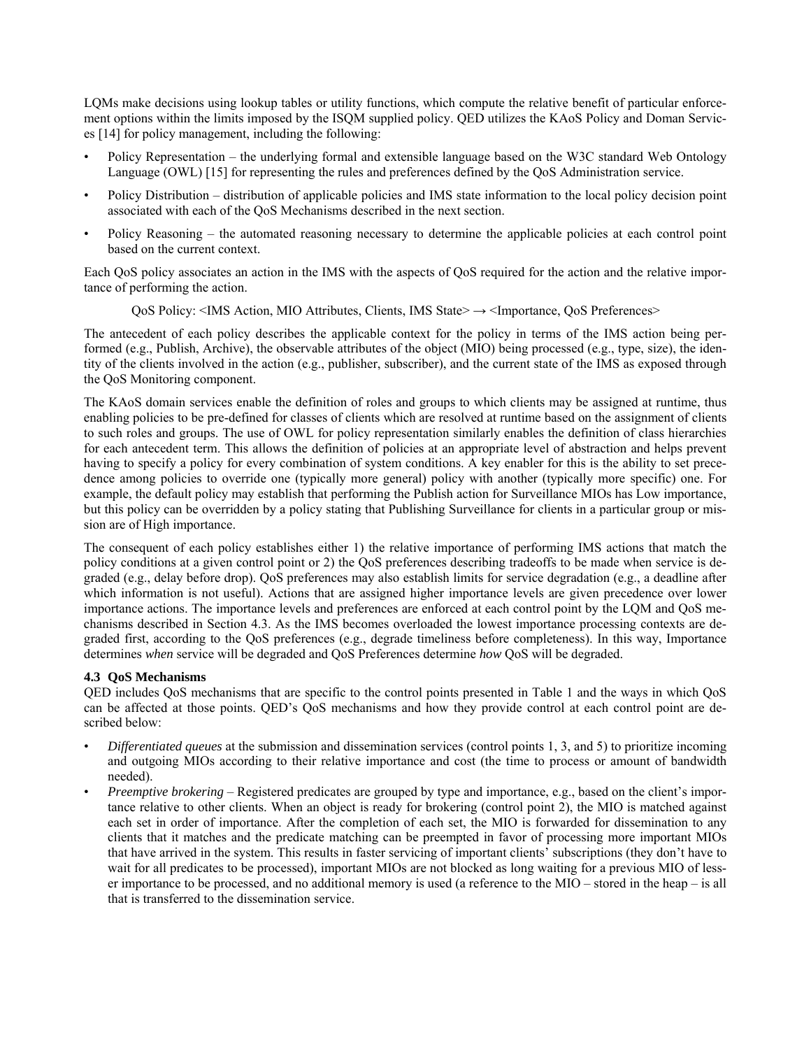LQMs make decisions using lookup tables or utility functions, which compute the relative benefit of particular enforcement options within the limits imposed by the ISQM supplied policy. QED utilizes the KAoS Policy and Doman Services [14] for policy management, including the following:

- Policy Representation – the underlying formal and extensible language based on the W3C standard Web Ontology Language (OWL) [15] for representing the rules and preferences defined by the QoS Administration service.
- Policy Distribution – distribution of applicable policies and IMS state information to the local policy decision point associated with each of the QoS Mechanisms described in the next section.
- Policy Reasoning – the automated reasoning necessary to determine the applicable policies at each control point based on the current context.

Each QoS policy associates an action in the IMS with the aspects of QoS required for the action and the relative importance of performing the action.

QoS Policy: <IMS Action, MIO Attributes, Clients, IMS State> → <Importance, QoS Preferences>

The antecedent of each policy describes the applicable context for the policy in terms of the IMS action being performed (e.g., Publish, Archive), the observable attributes of the object (MIO) being processed (e.g., type, size), the identity of the clients involved in the action (e.g., publisher, subscriber), and the current state of the IMS as exposed through the QoS Monitoring component.

The KAoS domain services enable the definition of roles and groups to which clients may be assigned at runtime, thus enabling policies to be pre-defined for classes of clients which are resolved at runtime based on the assignment of clients to such roles and groups. The use of OWL for policy representation similarly enables the definition of class hierarchies for each antecedent term. This allows the definition of policies at an appropriate level of abstraction and helps prevent having to specify a policy for every combination of system conditions. A key enabler for this is the ability to set precedence among policies to override one (typically more general) policy with another (typically more specific) one. For example, the default policy may establish that performing the Publish action for Surveillance MIOs has Low importance, but this policy can be overridden by a policy stating that Publishing Surveillance for clients in a particular group or mission are of High importance.

The consequent of each policy establishes either 1) the relative importance of performing IMS actions that match the policy conditions at a given control point or 2) the QoS preferences describing tradeoffs to be made when service is degraded (e.g., delay before drop). QoS preferences may also establish limits for service degradation (e.g., a deadline after which information is not useful). Actions that are assigned higher importance levels are given precedence over lower importance actions. The importance levels and preferences are enforced at each control point by the LQM and QoS mechanisms described in Section 4.3. As the IMS becomes overloaded the lowest importance processing contexts are degraded first, according to the QoS preferences (e.g., degrade timeliness before completeness). In this way, Importance determines *when* service will be degraded and QoS Preferences determine *how* QoS will be degraded.

### 4.3 QoS Mechanisms

QED includes QoS mechanisms that are specific to the control points presented in Table 1 and the ways in which QoS can be affected at those points. QED's QoS mechanisms and how they provide control at each control point are described below:

- *Differentiated queues* at the submission and dissemination services (control points 1, 3, and 5) to prioritize incoming and outgoing MIOs according to their relative importance and cost (the time to process or amount of bandwidth needed).
- *Preemptive brokering* – Registered predicates are grouped by type and importance, e.g., based on the client's importance relative to other clients. When an object is ready for brokering (control point 2), the MIO is matched against each set in order of importance. After the completion of each set, the MIO is forwarded for dissemination to any clients that it matches and the predicate matching can be preempted in favor of processing more important MIOs that have arrived in the system. This results in faster servicing of important clients' subscriptions (they don't have to wait for all predicates to be processed), important MIOs are not blocked as long waiting for a previous MIO of lesser importance to be processed, and no additional memory is used (a reference to the MIO – stored in the heap – is all that is transferred to the dissemination service.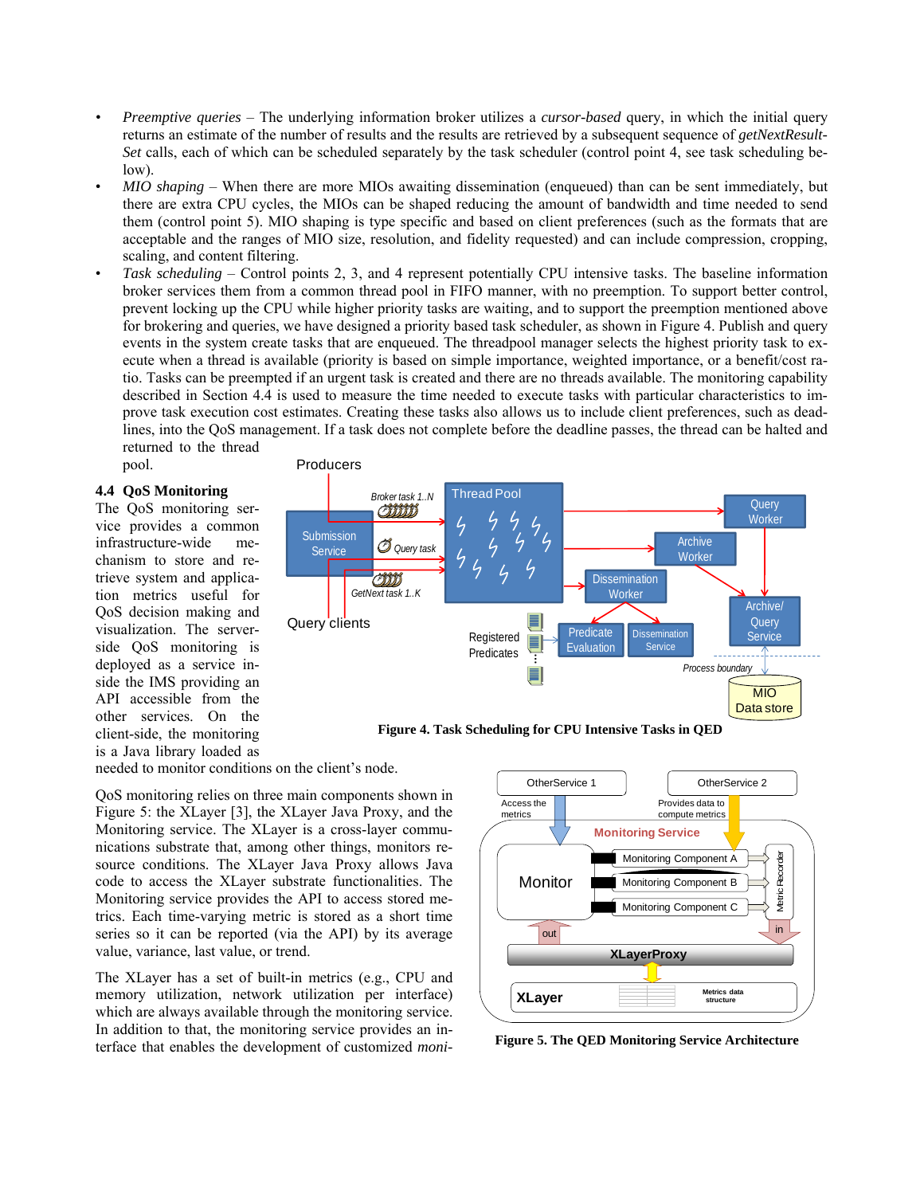- *Preemptive queries* – The underlying information broker utilizes a *cursor-based* query, in which the initial query returns an estimate of the number of results and the results are retrieved by a subsequent sequence of *getNextResult-Set* calls, each of which can be scheduled separately by the task scheduler (control point 4, see task scheduling below).
- *MIO shaping* – When there are more MIOs awaiting dissemination (enqueued) than can be sent immediately, but there are extra CPU cycles, the MIOs can be shaped reducing the amount of bandwidth and time needed to send them (control point 5). MIO shaping is type specific and based on client preferences (such as the formats that are acceptable and the ranges of MIO size, resolution, and fidelity requested) and can include compression, cropping, scaling, and content filtering.
- *Task scheduling* – Control points 2, 3, and 4 represent potentially CPU intensive tasks. The baseline information broker services them from a common thread pool in FIFO manner, with no preemption. To support better control, prevent locking up the CPU while higher priority tasks are waiting, and to support the preemption mentioned above for brokering and queries, we have designed a priority based task scheduler, as shown in Figure 4. Publish and query events in the system create tasks that are enqueued. The threadpool manager selects the highest priority task to execute when a thread is available (priority is based on simple importance, weighted importance, or a benefit/cost ratio. Tasks can be preempted if an urgent task is created and there are no threads available. The monitoring capability described in Section 4.4 is used to measure the time needed to execute tasks with particular characteristics to improve task execution cost estimates. Creating these tasks also allows us to include client preferences, such as deadlines, into the QoS management. If a task does not complete before the deadline passes, the thread can be halted and returned to the thread pool.

**Figure 4. Task Scheduling for CPU Intensive Tasks in QED**

### 4.4 QoS Monitoring

The QoS monitoring service provides a common infrastructure-wide mechanism to store and retrieve system and application metrics useful for QoS decision making and visualization. The server-side QoS monitoring is deployed as a service inside the IMS providing an API accessible from the other services. On the client-side, the monitoring is a Java library loaded as needed to monitor conditions on the client's node.

QoS monitoring relies on three main components shown in Figure 5: the XLayer [3], the XLayer Java Proxy, and the Monitoring service. The XLayer is a cross-layer communications substrate that, among other things, monitors resource conditions. The XLayer Java Proxy allows Java code to access the XLayer substrate functionalities. The Monitoring service provides the API to access stored metrics. Each time-varying metric is stored as a short time series so it can be reported (via the API) by its average value, variance, last value, or trend.

The XLayer has a set of built-in metrics (e.g., CPU and memory utilization, network utilization per interface) which are always available through the monitoring service. In addition to that, the monitoring service provides an interface that enables the development of customized *moni-*

**Figure 5. The QED Monitoring Service Architecture**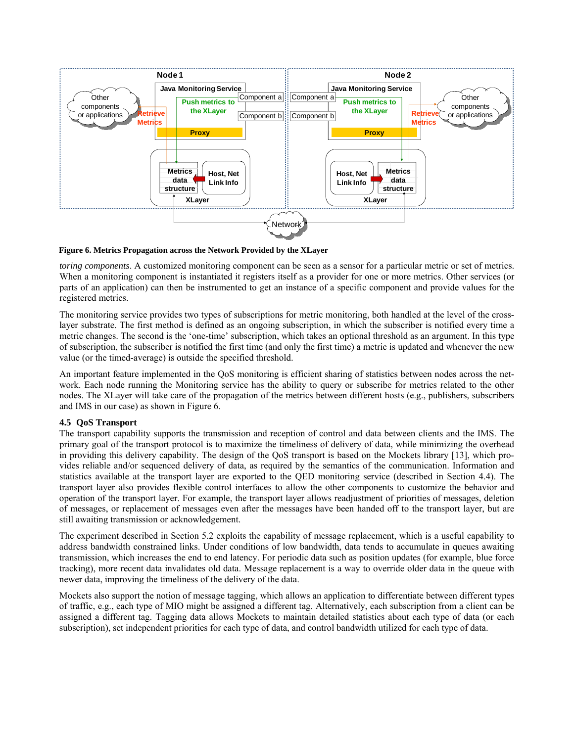Node 1

Java Monitoring Service

Push metrics to the XLayer

Component a

Component b

Other components or applications

Retrieve Metrics

Proxy

Metrics data structure

Host, Net Link Info

XLayer

Node 2

Java Monitoring Service

Push metrics to the XLayer

Component a

Component b

Other components or applications

Retrieve Metrics

Proxy

Host, Net Link Info

Metrics data structure

XLayer

Network

**Figure 6. Metrics Propagation across the Network Provided by the XLayer**

*toring components*. A customized monitoring component can be seen as a sensor for a particular metric or set of metrics. When a monitoring component is instantiated it registers itself as a provider for one or more metrics. Other services (or parts of an application) can then be instrumented to get an instance of a specific component and provide values for the registered metrics.

The monitoring service provides two types of subscriptions for metric monitoring, both handled at the level of the cross-layer substrate. The first method is defined as an ongoing subscription, in which the subscriber is notified every time a metric changes. The second is the 'one-time' subscription, which takes an optional threshold as an argument. In this type of subscription, the subscriber is notified the first time (and only the first time) a metric is updated and whenever the new value (or the timed-average) is outside the specified threshold.

An important feature implemented in the QoS monitoring is efficient sharing of statistics between nodes across the network. Each node running the Monitoring service has the ability to query or subscribe for metrics related to the other nodes. The XLayer will take care of the propagation of the metrics between different hosts (e.g., publishers, subscribers and IMS in our case) as shown in Figure 6.

### 4.5 QoS Transport

The transport capability supports the transmission and reception of control and data between clients and the IMS. The primary goal of the transport protocol is to maximize the timeliness of delivery of data, while minimizing the overhead in providing this delivery capability. The design of the QoS transport is based on the Mockets library [13], which provides reliable and/or sequenced delivery of data, as required by the semantics of the communication. Information and statistics available at the transport layer are exported to the QED monitoring service (described in Section 4.4). The transport layer also provides flexible control interfaces to allow the other components to customize the behavior and operation of the transport layer. For example, the transport layer allows readjustment of priorities of messages, deletion of messages, or replacement of messages even after the messages have been handed off to the transport layer, but are still awaiting transmission or acknowledgement.

The experiment described in Section 5.2 exploits the capability of message replacement, which is a useful capability to address bandwidth constrained links. Under conditions of low bandwidth, data tends to accumulate in queues awaiting transmission, which increases the end to end latency. For periodic data such as position updates (for example, blue force tracking), more recent data invalidates old data. Message replacement is a way to override older data in the queue with newer data, improving the timeliness of the delivery of the data.

Mockets also support the notion of message tagging, which allows an application to differentiate between different types of traffic, e.g., each type of MIO might be assigned a different tag. Alternatively, each subscription from a client can be assigned a different tag. Tagging data allows Mockets to maintain detailed statistics about each type of data (or each subscription), set independent priorities for each type of data, and control bandwidth utilized for each type of data.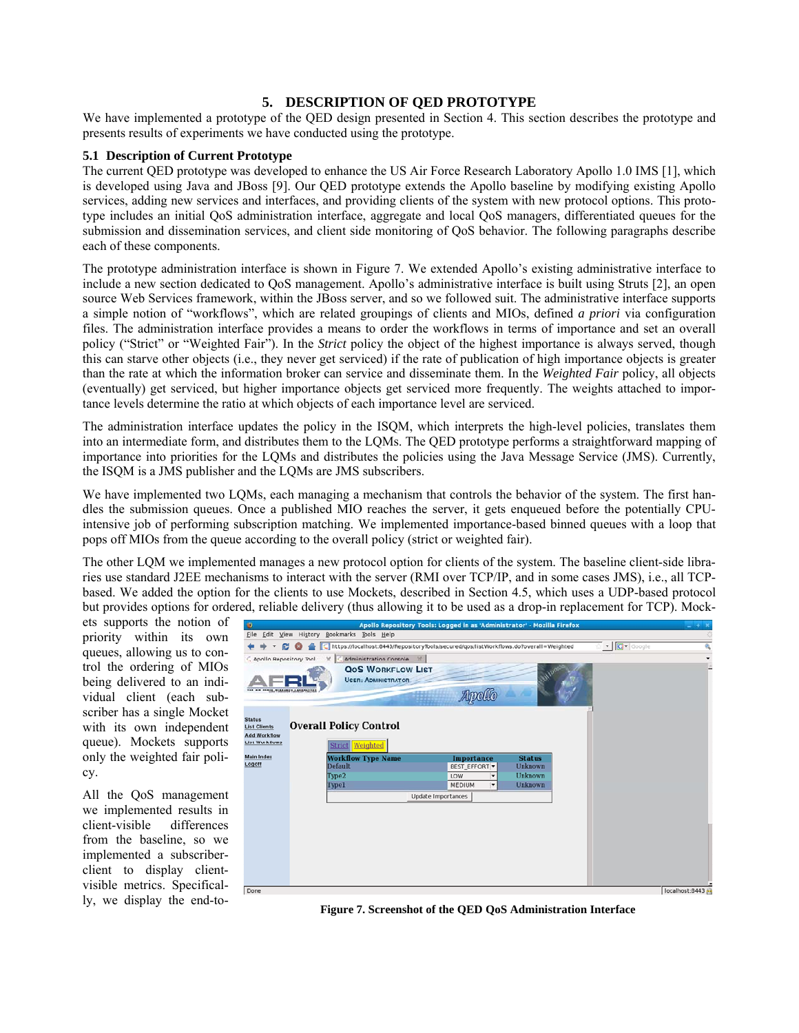## 5. DESCRIPTION OF QED PROTOTYPE

We have implemented a prototype of the QED design presented in Section 4. This section describes the prototype and presents results of experiments we have conducted using the prototype.

### 5.1 Description of Current Prototype

The current QED prototype was developed to enhance the US Air Force Research Laboratory Apollo 1.0 IMS [1], which is developed using Java and JBoss [9]. Our QED prototype extends the Apollo baseline by modifying existing Apollo services, adding new services and interfaces, and providing clients of the system with new protocol options. This prototype includes an initial QoS administration interface, aggregate and local QoS managers, differentiated queues for the submission and dissemination services, and client side monitoring of QoS behavior. The following paragraphs describe each of these components.

The prototype administration interface is shown in Figure 7. We extended Apollo's existing administrative interface to include a new section dedicated to QoS management. Apollo's administrative interface is built using Struts [2], an open source Web Services framework, within the JBoss server, and so we followed suit. The administrative interface supports a simple notion of "workflows", which are related groupings of clients and MIOs, defined *a priori* via configuration files. The administration interface provides a means to order the workflows in terms of importance and set an overall policy ("Strict" or "Weighted Fair"). In the *Strict* policy the object of the highest importance is always served, though this can starve other objects (i.e., they never get serviced) if the rate of publication of high importance objects is greater than the rate at which the information broker can service and disseminate them. In the *Weighted Fair* policy, all objects (eventually) get serviced, but higher importance objects get serviced more frequently. The weights attached to importance levels determine the ratio at which objects of each importance level are serviced.

The administration interface updates the policy in the ISQM, which interprets the high-level policies, translates them into an intermediate form, and distributes them to the LQMs. The QED prototype performs a straightforward mapping of importance into priorities for the LQMs and distributes the policies using the Java Message Service (JMS). Currently, the ISQM is a JMS publisher and the LQMs are JMS subscribers.

We have implemented two LQMs, each managing a mechanism that controls the behavior of the system. The first handles the submission queues. Once a published MIO reaches the server, it gets enqueued before the potentially CPU-intensive job of performing subscription matching. We implemented importance-based binned queues with a loop that pops off MIOs from the queue according to the overall policy (strict or weighted fair).

The other LQM we implemented manages a new protocol option for clients of the system. The baseline client-side libraries use standard J2EE mechanisms to interact with the server (RMI over TCP/IP, and in some cases JMS), i.e., all TCP-based. We added the option for the clients to use Mockets, described in Section 4.5, which uses a UDP-based protocol but provides options for ordered, reliable delivery (thus allowing it to be used as a drop-in replacement for TCP). Mockets supports the notion of priority within its own queues, allowing us to control the ordering of MIOs being delivered to an individual client (each subscriber has a single Mocket with its own independent queue). Mockets supports only the weighted fair policy.

All the QoS management we implemented results in client-visible differences from the baseline, so we implemented a subscriber-client to display client-visible metrics. Specifically, we display the end-to-

Apollo Repository Tools: Logged in as 'Administrator' - Mozilla Firefox

QoS Workflow List
User: Administrator

Status
List Clients
Add Workflow
List Workflows
Main Index
Logoff

Overall Policy Control

Strict | Weighted

| Workflow Type Name | Importance | Status |
|---|---|---|
| Default | BEST_EFFORT | Unknown |
| Type2 | LOW | Unknown |
| Type1 | MEDIUM | Unknown |

Update Importances

**Figure 7. Screenshot of the QED QoS Administration Interface**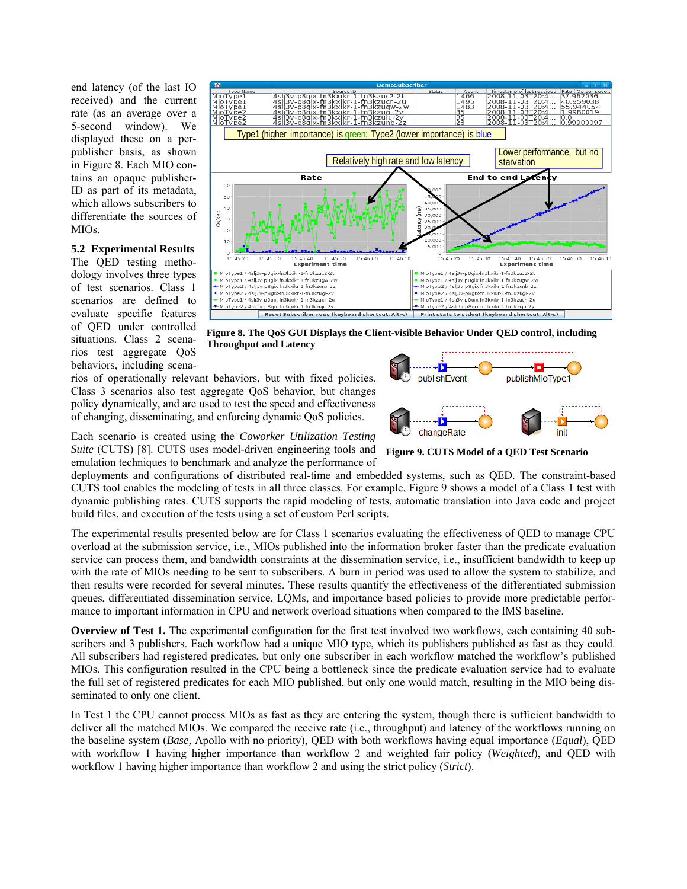end latency (of the last IO received) and the current rate (as an average over a 5-second window). We displayed these on a per-publisher basis, as shown in Figure 8. Each MIO contains an opaque publisher-ID as part of its metadata, which allows subscribers to differentiate the sources of MIOs.

Figure 8. The QoS GUI Displays the Client-visible Behavior Under QED control, including Throughput and Latency

### 5.2 Experimental Results

The QED testing methodology involves three types of test scenarios. Class 1 scenarios are defined to evaluate specific features of QED under controlled situations. Class 2 scenarios test aggregate QoS behaviors, including scenarios of operationally relevant behaviors, but with fixed policies. Class 3 scenarios also test aggregate QoS behavior, but changes policy dynamically, and are used to test the speed and effectiveness of changing, disseminating, and enforcing dynamic QoS policies.

Each scenario is created using the *Coworker Utilization Testing Suite* (CUTS) [8]. CUTS uses model-driven engineering tools and emulation techniques to benchmark and analyze the performance of deployments and configurations of distributed real-time and embedded systems, such as QED. The constraint-based CUTS tool enables the modeling of tests in all three classes. For example, Figure 9 shows a model of a Class 1 test with dynamic publishing rates. CUTS supports the rapid modeling of tests, automatic translation into Java code and project build files, and execution of the tests using a set of custom Perl scripts.

Figure 9. CUTS Model of a QED Test Scenario

The experimental results presented below are for Class 1 scenarios evaluating the effectiveness of QED to manage CPU overload at the submission service, i.e., MIOs published into the information broker faster than the predicate evaluation service can process them, and bandwidth constraints at the dissemination service, i.e., insufficient bandwidth to keep up with the rate of MIOs needing to be sent to subscribers. A burn in period was used to allow the system to stabilize, and then results were recorded for several minutes. These results quantify the effectiveness of the differentiated submission queues, differentiated dissemination service, LQMs, and importance based policies to provide more predictable performance to important information in CPU and network overload situations when compared to the IMS baseline.

**Overview of Test 1.** The experimental configuration for the first test involved two workflows, each containing 40 subscribers and 3 publishers. Each workflow had a unique MIO type, which its publishers published as fast as they could. All subscribers had registered predicates, but only one subscriber in each workflow matched the workflow's published MIOs. This configuration resulted in the CPU being a bottleneck since the predicate evaluation service had to evaluate the full set of registered predicates for each MIO published, but only one would match, resulting in the MIO being disseminated to only one client.

In Test 1 the CPU cannot process MIOs as fast as they are entering the system, though there is sufficient bandwidth to deliver all the matched MIOs. We compared the receive rate (i.e., throughput) and latency of the workflows running on the baseline system (*Base,* Apollo with no priority), QED with both workflows having equal importance (*Equal*), QED with workflow 1 having higher importance than workflow 2 and weighted fair policy (*Weighted*), and QED with workflow 1 having higher importance than workflow 2 and using the strict policy (*Strict*).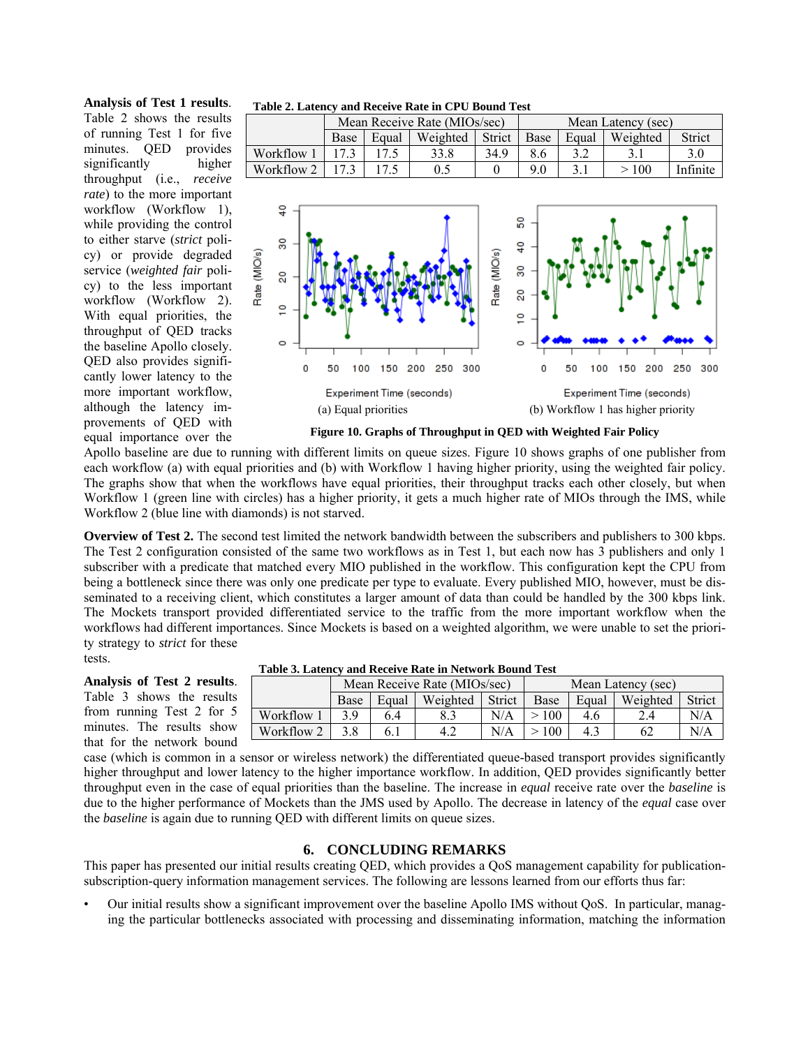**Analysis of Test 1 results**. Table 2 shows the results of running Test 1 for five minutes. QED provides significantly higher throughput (i.e., *receive rate*) to the more important workflow (Workflow 1), while providing the control to either starve (*strict* policy) or provide degraded service (*weighted fair* policy) to the less important workflow (Workflow 2). With equal priorities, the throughput of QED tracks the baseline Apollo closely. QED also provides significantly lower latency to the more important workflow, although the latency improvements of QED with equal importance over the Apollo baseline are due to running with different limits on queue sizes. Figure 10 shows graphs of one publisher from each workflow (a) with equal priorities and (b) with Workflow 1 having higher priority, using the weighted fair policy. The graphs show that when the workflows have equal priorities, their throughput tracks each other closely, but when Workflow 1 (green line with circles) has a higher priority, it gets a much higher rate of MIOs through the IMS, while Workflow 2 (blue line with diamonds) is not starved.

**Table 2. Latency and Receive Rate in CPU Bound Test**

| | Mean Receive Rate (MIOs/sec) | | | | Mean Latency (sec) | | | |
|---|---|---|---|---|---|---|---|---|
| | Base | Equal | Weighted | Strict | Base | Equal | Weighted | Strict |
| Workflow 1 | 17.3 | 17.5 | 33.8 | 34.9 | 8.6 | 3.2 | 3.1 | 3.0 |
| Workflow 2 | 17.3 | 17.5 | 0.5 | 0 | 9.0 | 3.1 | > 100 | Infinite |

(a) Equal priorities

(b) Workflow 1 has higher priority

**Figure 10. Graphs of Throughput in QED with Weighted Fair Policy**

**Overview of Test 2.** The second test limited the network bandwidth between the subscribers and publishers to 300 kbps. The Test 2 configuration consisted of the same two workflows as in Test 1, but each now has 3 publishers and only 1 subscriber with a predicate that matched every MIO published in the workflow. This configuration kept the CPU from being a bottleneck since there was only one predicate per type to evaluate. Every published MIO, however, must be disseminated to a receiving client, which constitutes a larger amount of data than could be handled by the 300 kbps link. The Mockets transport provided differentiated service to the traffic from the more important workflow when the workflows had different importances. Since Mockets is based on a weighted algorithm, we were unable to set the priority strategy to *strict* for these tests.

**Analysis of Test 2 results**. Table 3 shows the results from running Test 2 for 5 minutes. The results show that for the network bound case (which is common in a sensor or wireless network) the differentiated queue-based transport provides significantly higher throughput and lower latency to the higher importance workflow. In addition, QED provides significantly better throughput even in the case of equal priorities than the baseline. The increase in *equal* receive rate over the *baseline* is due to the higher performance of Mockets than the JMS used by Apollo. The decrease in latency of the *equal* case over the *baseline* is again due to running QED with different limits on queue sizes.

**Table 3. Latency and Receive Rate in Network Bound Test**

| | Mean Receive Rate (MIOs/sec) | | | | Mean Latency (sec) | | | |
|---|---|---|---|---|---|---|---|---|
| | Base | Equal | Weighted | Strict | Base | Equal | Weighted | Strict |
| Workflow 1 | 3.9 | 6.4 | 8.3 | N/A | > 100 | 4.6 | 2.4 | N/A |
| Workflow 2 | 3.8 | 6.1 | 4.2 | N/A | > 100 | 4.3 | 62 | N/A |

## 6. CONCLUDING REMARKS

This paper has presented our initial results creating QED, which provides a QoS management capability for publication-subscription-query information management services. The following are lessons learned from our efforts thus far:

- Our initial results show a significant improvement over the baseline Apollo IMS without QoS. In particular, managing the particular bottlenecks associated with processing and disseminating information, matching the information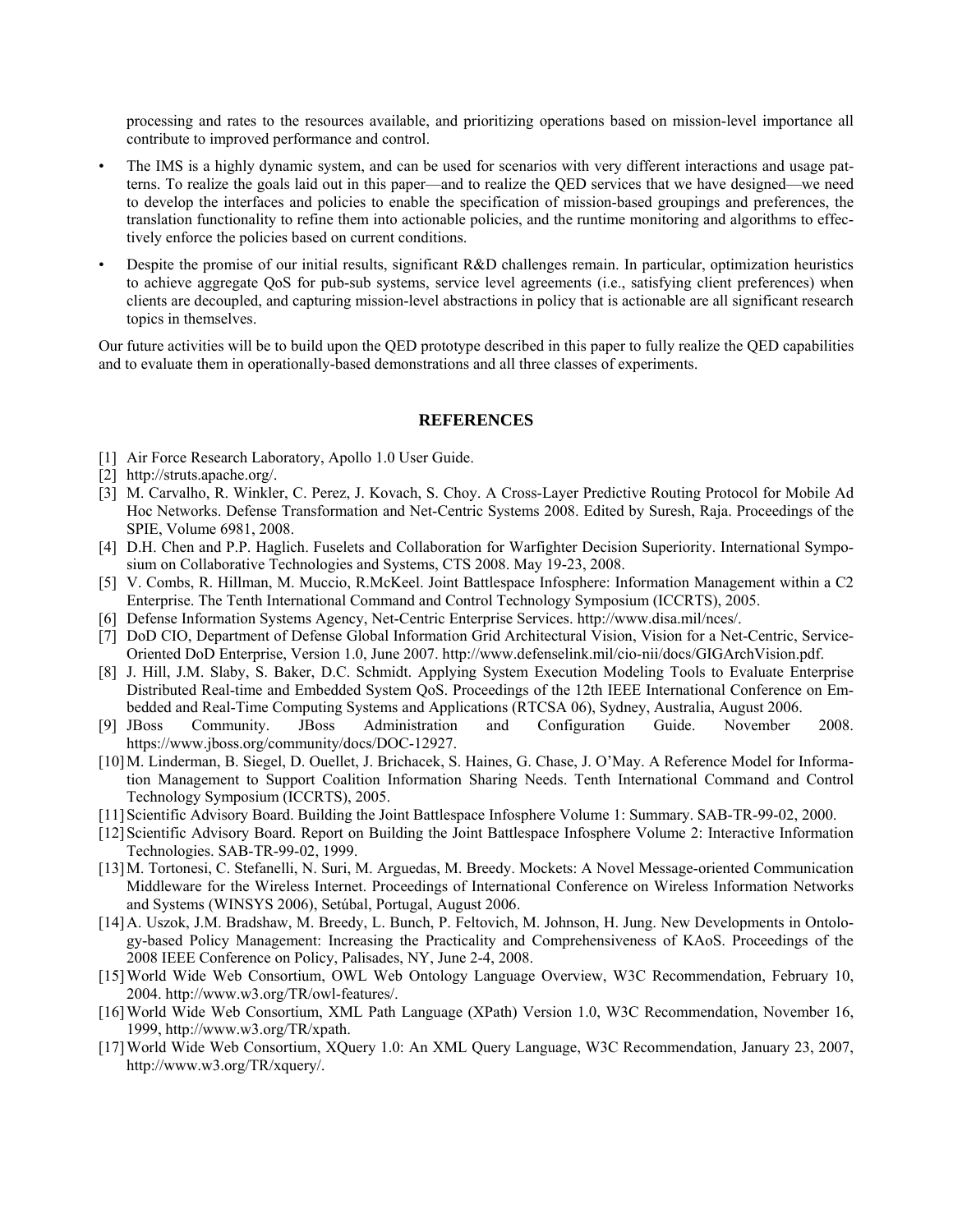processing and rates to the resources available, and prioritizing operations based on mission-level importance all contribute to improved performance and control.

- The IMS is a highly dynamic system, and can be used for scenarios with very different interactions and usage patterns. To realize the goals laid out in this paper—and to realize the QED services that we have designed—we need to develop the interfaces and policies to enable the specification of mission-based groupings and preferences, the translation functionality to refine them into actionable policies, and the runtime monitoring and algorithms to effectively enforce the policies based on current conditions.
- Despite the promise of our initial results, significant R&D challenges remain. In particular, optimization heuristics to achieve aggregate QoS for pub-sub systems, service level agreements (i.e., satisfying client preferences) when clients are decoupled, and capturing mission-level abstractions in policy that is actionable are all significant research topics in themselves.

Our future activities will be to build upon the QED prototype described in this paper to fully realize the QED capabilities and to evaluate them in operationally-based demonstrations and all three classes of experiments.

## REFERENCES

[1] Air Force Research Laboratory, Apollo 1.0 User Guide.

[2] http://struts.apache.org/.

[3] M. Carvalho, R. Winkler, C. Perez, J. Kovach, S. Choy. A Cross-Layer Predictive Routing Protocol for Mobile Ad Hoc Networks. Defense Transformation and Net-Centric Systems 2008. Edited by Suresh, Raja. Proceedings of the SPIE, Volume 6981, 2008.

[4] D.H. Chen and P.P. Haglich. Fuselets and Collaboration for Warfighter Decision Superiority. International Symposium on Collaborative Technologies and Systems, CTS 2008. May 19-23, 2008.

[5] V. Combs, R. Hillman, M. Muccio, R.McKeel. Joint Battlespace Infosphere: Information Management within a C2 Enterprise. The Tenth International Command and Control Technology Symposium (ICCRTS), 2005.

[6] Defense Information Systems Agency, Net-Centric Enterprise Services. http://www.disa.mil/nces/.

[7] DoD CIO, Department of Defense Global Information Grid Architectural Vision, Vision for a Net-Centric, Service-Oriented DoD Enterprise, Version 1.0, June 2007. http://www.defenselink.mil/cio-nii/docs/GIGArchVision.pdf.

[8] J. Hill, J.M. Slaby, S. Baker, D.C. Schmidt. Applying System Execution Modeling Tools to Evaluate Enterprise Distributed Real-time and Embedded System QoS. Proceedings of the 12th IEEE International Conference on Embedded and Real-Time Computing Systems and Applications (RTCSA 06), Sydney, Australia, August 2006.

[9] JBoss Community. JBoss Administration and Configuration Guide. November 2008. https://www.jboss.org/community/docs/DOC-12927.

[10] M. Linderman, B. Siegel, D. Ouellet, J. Brichacek, S. Haines, G. Chase, J. O'May. A Reference Model for Information Management to Support Coalition Information Sharing Needs. Tenth International Command and Control Technology Symposium (ICCRTS), 2005.

[11] Scientific Advisory Board. Building the Joint Battlespace Infosphere Volume 1: Summary. SAB-TR-99-02, 2000.

[12] Scientific Advisory Board. Report on Building the Joint Battlespace Infosphere Volume 2: Interactive Information Technologies. SAB-TR-99-02, 1999.

[13] M. Tortonesi, C. Stefanelli, N. Suri, M. Arguedas, M. Breedy. Mockets: A Novel Message-oriented Communication Middleware for the Wireless Internet. Proceedings of International Conference on Wireless Information Networks and Systems (WINSYS 2006), Setúbal, Portugal, August 2006.

[14] A. Uszok, J.M. Bradshaw, M. Breedy, L. Bunch, P. Feltovich, M. Johnson, H. Jung. New Developments in Ontology-based Policy Management: Increasing the Practicality and Comprehensiveness of KAoS. Proceedings of the 2008 IEEE Conference on Policy, Palisades, NY, June 2-4, 2008.

[15] World Wide Web Consortium, OWL Web Ontology Language Overview, W3C Recommendation, February 10, 2004. http://www.w3.org/TR/owl-features/.

[16] World Wide Web Consortium, XML Path Language (XPath) Version 1.0, W3C Recommendation, November 16, 1999, http://www.w3.org/TR/xpath.

[17] World Wide Web Consortium, XQuery 1.0: An XML Query Language, W3C Recommendation, January 23, 2007, http://www.w3.org/TR/xquery/.